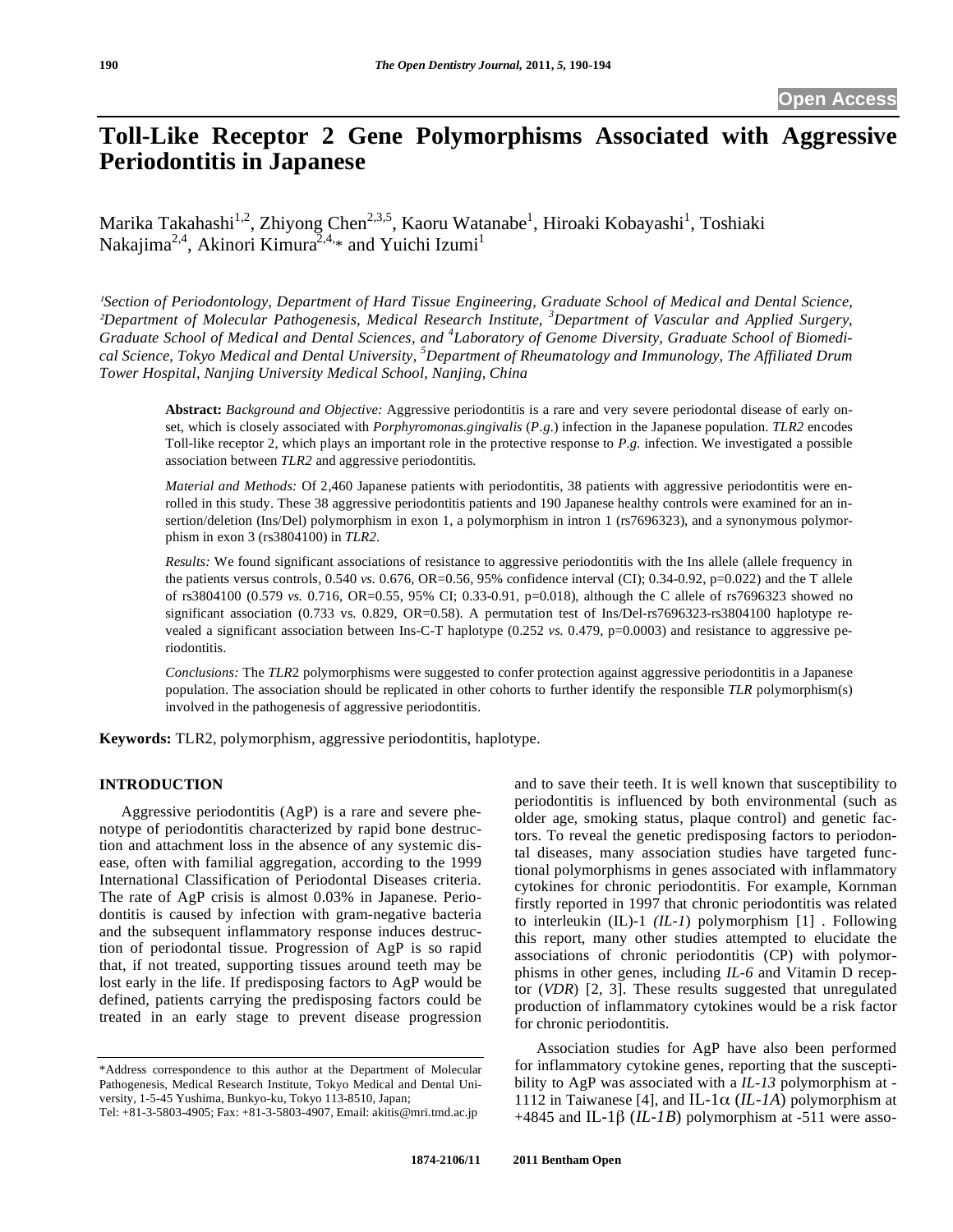# Toll-Like Receptor 2 Gene Polymorphisms Associated with Aggressive Periodontitis in Japanese

Marika Takahashi[1,2], Zhiyong Chen[2,3,5], Kaoru Watanabe[1], Hiroaki Kobayashi[1], Toshiaki Nakajima[2,4], Akinori Kimura[2,4,*] and Yuichi Izumi[1]

*[1]Section of Periodontology, Department of Hard Tissue Engineering, Graduate School of Medical and Dental Science, [2]Department of Molecular Pathogenesis, Medical Research Institute, [3]Department of Vascular and Applied Surgery, Graduate School of Medical and Dental Sciences, and [4]Laboratory of Genome Diversity, Graduate School of Biomedical Science, Tokyo Medical and Dental University, [5]Department of Rheumatology and Immunology, The Affiliated Drum Tower Hospital, Nanjing University Medical School, Nanjing, China*

**Abstract:** *Background and Objective:* Aggressive periodontitis is a rare and very severe periodontal disease of early onset, which is closely associated with *Porphyromonas.gingivalis* (*P.g.*) infection in the Japanese population. *TLR2* encodes Toll-like receptor 2, which plays an important role in the protective response to *P.g.* infection. We investigated a possible association between *TLR2* and aggressive periodontitis.

*Material and Methods:* Of 2,460 Japanese patients with periodontitis, 38 patients with aggressive periodontitis were enrolled in this study. These 38 aggressive periodontitis patients and 190 Japanese healthy controls were examined for an insertion/deletion (Ins/Del) polymorphism in exon 1, a polymorphism in intron 1 (rs7696323), and a synonymous polymorphism in exon 3 (rs3804100) in *TLR2*.

*Results:* We found significant associations of resistance to aggressive periodontitis with the Ins allele (allele frequency in the patients versus controls, 0.540 *vs.* 0.676, OR=0.56, 95% confidence interval (CI); 0.34-0.92, p=0.022) and the T allele of rs3804100 (0.579 *vs.* 0.716, OR=0.55, 95% CI; 0.33-0.91, p=0.018), although the C allele of rs7696323 showed no significant association (0.733 vs. 0.829, OR=0.58). A permutation test of Ins/Del-rs7696323-rs3804100 haplotype revealed a significant association between Ins-C-T haplotype (0.252 *vs.* 0.479, p=0.0003) and resistance to aggressive periodontitis.

*Conclusions:* The *TLR*2 polymorphisms were suggested to confer protection against aggressive periodontitis in a Japanese population. The association should be replicated in other cohorts to further identify the responsible *TLR* polymorphism(s) involved in the pathogenesis of aggressive periodontitis.

**Keywords:** TLR2, polymorphism, aggressive periodontitis, haplotype.

## INTRODUCTION

Aggressive periodontitis (AgP) is a rare and severe phenotype of periodontitis characterized by rapid bone destruction and attachment loss in the absence of any systemic disease, often with familial aggregation, according to the 1999 International Classification of Periodontal Diseases criteria. The rate of AgP crisis is almost 0.03% in Japanese. Periodontitis is caused by infection with gram-negative bacteria and the subsequent inflammatory response induces destruction of periodontal tissue. Progression of AgP is so rapid that, if not treated, supporting tissues around teeth may be lost early in the life. If predisposing factors to AgP would be defined, patients carrying the predisposing factors could be treated in an early stage to prevent disease progression and to save their teeth. It is well known that susceptibility to periodontitis is influenced by both environmental (such as older age, smoking status, plaque control) and genetic factors. To reveal the genetic predisposing factors to periodontal diseases, many association studies have targeted functional polymorphisms in genes associated with inflammatory cytokines for chronic periodontitis. For example, Kornman firstly reported in 1997 that chronic periodontitis was related to interleukin (IL)-1 *(IL-1)* polymorphism [1] . Following this report, many other studies attempted to elucidate the associations of chronic periodontitis (CP) with polymorphisms in other genes, including *IL-6* and Vitamin D receptor (*VDR*) [2, 3]. These results suggested that unregulated production of inflammatory cytokines would be a risk factor for chronic periodontitis.

Association studies for AgP have also been performed for inflammatory cytokine genes, reporting that the susceptibility to AgP was associated with a *IL-13* polymorphism at -1112 in Taiwanese [4], and IL-1$\alpha$ (*IL-1A*) polymorphism at +4845 and IL-1$\beta$ (*IL-1B*) polymorphism at -511 were asso-

---

*Address correspondence to this author at the Department of Molecular Pathogenesis, Medical Research Institute, Tokyo Medical and Dental University, 1-5-45 Yushima, Bunkyo-ku, Tokyo 113-8510, Japan; Tel: +81-3-5803-4905; Fax: +81-3-5803-4907, Email: akitis@mri.tmd.ac.jp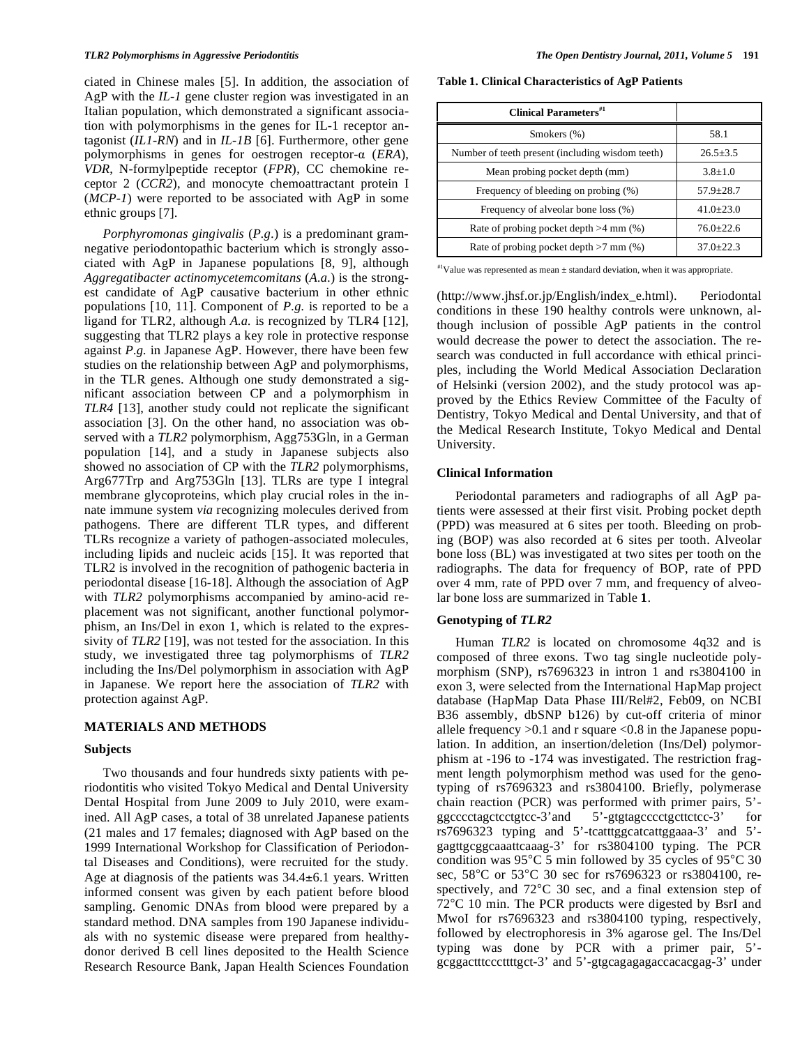ciated in Chinese males [5]. In addition, the association of AgP with the *IL-1* gene cluster region was investigated in an Italian population, which demonstrated a significant association with polymorphisms in the genes for IL-1 receptor antagonist (*IL1-RN*) and in *IL-1B* [6]. Furthermore, other gene polymorphisms in genes for oestrogen receptor-α (*ERA*), *VDR*, N-formylpeptide receptor (*FPR*), CC chemokine receptor 2 (*CCR2*), and monocyte chemoattractant protein I (*MCP-1*) were reported to be associated with AgP in some ethnic groups [7].

*Porphyromonas gingivalis* (*P.g.*) is a predominant gram-negative periodontopathic bacterium which is strongly associated with AgP in Japanese populations [8, 9], although *Aggregatibacter actinomycetemcomitans* (*A.a.*) is the strongest candidate of AgP causative bacterium in other ethnic populations [10, 11]. Component of *P.g.* is reported to be a ligand for TLR2, although *A.a.* is recognized by TLR4 [12], suggesting that TLR2 plays a key role in protective response against *P.g.* in Japanese AgP. However, there have been few studies on the relationship between AgP and polymorphisms, in the TLR genes. Although one study demonstrated a significant association between CP and a polymorphism in *TLR4* [13], another study could not replicate the significant association [3]. On the other hand, no association was observed with a *TLR2* polymorphism, Agg753Gln, in a German population [14], and a study in Japanese subjects also showed no association of CP with the *TLR2* polymorphisms, Arg677Trp and Arg753Gln [13]. TLRs are type I integral membrane glycoproteins, which play crucial roles in the innate immune system *via* recognizing molecules derived from pathogens. There are different TLR types, and different TLRs recognize a variety of pathogen-associated molecules, including lipids and nucleic acids [15]. It was reported that TLR2 is involved in the recognition of pathogenic bacteria in periodontal disease [16-18]. Although the association of AgP with *TLR2* polymorphisms accompanied by amino-acid replacement was not significant, another functional polymorphism, an Ins/Del in exon 1, which is related to the expressivity of *TLR2* [19], was not tested for the association. In this study, we investigated three tag polymorphisms of *TLR2* including the Ins/Del polymorphism in association with AgP in Japanese. We report here the association of *TLR2* with protection against AgP.

## MATERIALS AND METHODS

### Subjects

Two thousands and four hundreds sixty patients with periodontitis who visited Tokyo Medical and Dental University Dental Hospital from June 2009 to July 2010, were examined. All AgP cases, a total of 38 unrelated Japanese patients (21 males and 17 females; diagnosed with AgP based on the 1999 International Workshop for Classification of Periodontal Diseases and Conditions), were recruited for the study. Age at diagnosis of the patients was 34.4±6.1 years. Written informed consent was given by each patient before blood sampling. Genomic DNAs from blood were prepared by a standard method. DNA samples from 190 Japanese individuals with no systemic disease were prepared from healthy-donor derived B cell lines deposited to the Health Science Research Resource Bank, Japan Health Sciences Foundation (http://www.jhsf.or.jp/English/index_e.html). Periodontal conditions in these 190 healthy controls were unknown, although inclusion of possible AgP patients in the control would decrease the power to detect the association. The research was conducted in full accordance with ethical principles, including the World Medical Association Declaration of Helsinki (version 2002), and the study protocol was approved by the Ethics Review Committee of the Faculty of Dentistry, Tokyo Medical and Dental University, and that of the Medical Research Institute, Tokyo Medical and Dental University.

**Table 1. Clinical Characteristics of AgP Patients**

| Clinical Parameters[#1] | |
|---|---|
| Smokers (%) | 58.1 |
| Number of teeth present (including wisdom teeth) | 26.5±3.5 |
| Mean probing pocket depth (mm) | 3.8±1.0 |
| Frequency of bleeding on probing (%) | 57.9±28.7 |
| Frequency of alveolar bone loss (%) | 41.0±23.0 |
| Rate of probing pocket depth >4 mm (%) | 76.0±22.6 |
| Rate of probing pocket depth >7 mm (%) | 37.0±22.3 |

[#1]Value was represented as mean ± standard deviation, when it was appropriate.

### Clinical Information

Periodontal parameters and radiographs of all AgP patients were assessed at their first visit. Probing pocket depth (PPD) was measured at 6 sites per tooth. Bleeding on probing (BOP) was also recorded at 6 sites per tooth. Alveolar bone loss (BL) was investigated at two sites per tooth on the radiographs. The data for frequency of BOP, rate of PPD over 4 mm, rate of PPD over 7 mm, and frequency of alveolar bone loss are summarized in Table **1**.

### Genotyping of *TLR2*

Human *TLR2* is located on chromosome 4q32 and is composed of three exons. Two tag single nucleotide polymorphism (SNP), rs7696323 in intron 1 and rs3804100 in exon 3, were selected from the International HapMap project database (HapMap Data Phase III/Rel#2, Feb09, on NCBI B36 assembly, dbSNP b126) by cut-off criteria of minor allele frequency >0.1 and r square <0.8 in the Japanese population. In addition, an insertion/deletion (Ins/Del) polymorphism at -196 to -174 was investigated. The restriction fragment length polymorphism method was used for the genotyping of rs7696323 and rs3804100. Briefly, polymerase chain reaction (PCR) was performed with primer pairs, 5'-ggcccctagctcctgtcc-3'and 5'-gtgtagcccctgcttctcc-3' for rs7696323 typing and 5'-tcatttggcatcattggaaa-3' and 5'-gagttgcggcaaattcaaag-3' for rs3804100 typing. The PCR condition was 95°C 5 min followed by 35 cycles of 95°C 30 sec, 58°C or 53°C 30 sec for rs7696323 or rs3804100, respectively, and 72°C 30 sec, and a final extension step of 72°C 10 min. The PCR products were digested by BsrI and MwoI for rs7696323 and rs3804100 typing, respectively, followed by electrophoresis in 3% agarose gel. The Ins/Del typing was done by PCR with a primer pair, 5'-gcggactttcccttttgct-3' and 5'-gtgcagagagaccacacgag-3' under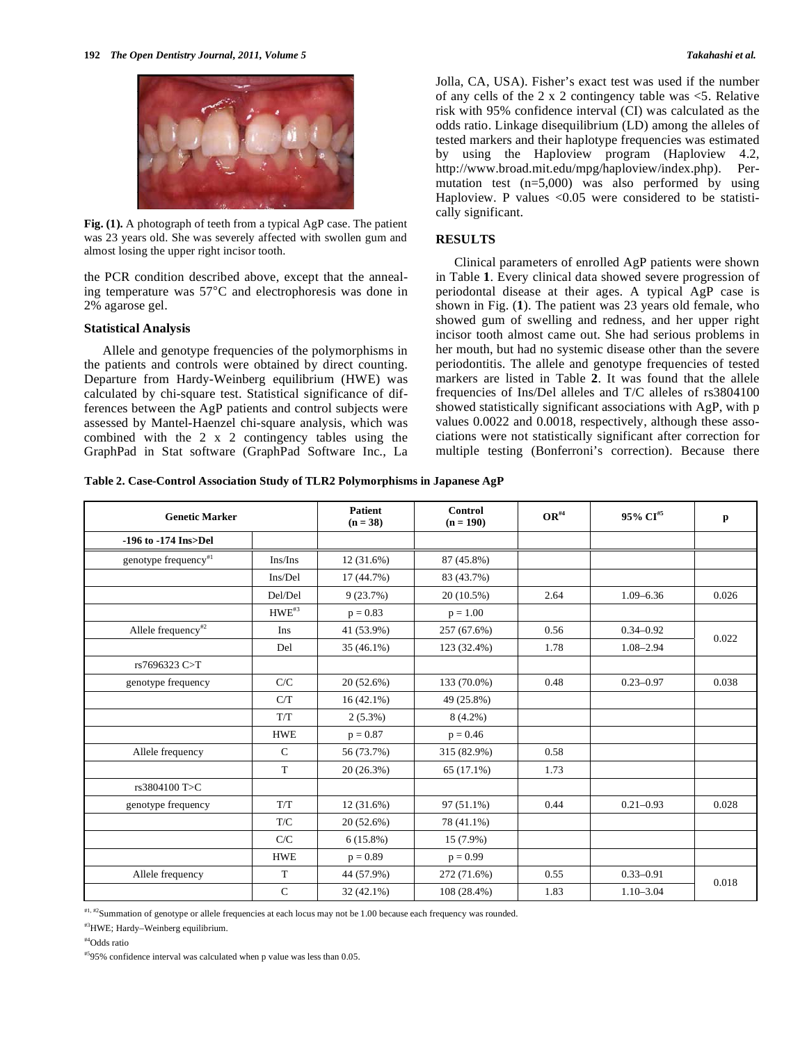Fig. (1). A photograph of teeth from a typical AgP case. The patient was 23 years old. She was severely affected with swollen gum and almost losing the upper right incisor tooth.

the PCR condition described above, except that the annealing temperature was 57°C and electrophoresis was done in 2% agarose gel.

### Statistical Analysis

Allele and genotype frequencies of the polymorphisms in the patients and controls were obtained by direct counting. Departure from Hardy-Weinberg equilibrium (HWE) was calculated by chi-square test. Statistical significance of differences between the AgP patients and control subjects were assessed by Mantel-Haenzel chi-square analysis, which was combined with the 2 x 2 contingency tables using the GraphPad in Stat software (GraphPad Software Inc., La Jolla, CA, USA). Fisher's exact test was used if the number of any cells of the 2 x 2 contingency table was <5. Relative risk with 95% confidence interval (CI) was calculated as the odds ratio. Linkage disequilibrium (LD) among the alleles of tested markers and their haplotype frequencies was estimated by using the Haploview program (Haploview 4.2, http://www.broad.mit.edu/mpg/haploview/index.php). Permutation test (n=5,000) was also performed by using Haploview. P values <0.05 were considered to be statistically significant.

## RESULTS

Clinical parameters of enrolled AgP patients were shown in Table **1**. Every clinical data showed severe progression of periodontal disease at their ages. A typical AgP case is shown in Fig. (**1**). The patient was 23 years old female, who showed gum of swelling and redness, and her upper right incisor tooth almost came out. She had serious problems in her mouth, but had no systemic disease other than the severe periodontitis. The allele and genotype frequencies of tested markers are listed in Table **2**. It was found that the allele frequencies of Ins/Del alleles and T/C alleles of rs3804100 showed statistically significant associations with AgP, with p values 0.0022 and 0.0018, respectively, although these associations were not statistically significant after correction for multiple testing (Bonferroni's correction). Because there

**Table 2. Case-Control Association Study of TLR2 Polymorphisms in Japanese AgP**

| Genetic Marker | | Patient (n = 38) | Control (n = 190) | OR[#4] | 95% CI[#5] | p |
|---|---|---|---|---|---|---|
| -196 to -174 Ins>Del | | | | | | |
| genotype frequency[#1] | Ins/Ins | 12 (31.6%) | 87 (45.8%) | | | |
| | Ins/Del | 17 (44.7%) | 83 (43.7%) | | | |
| | Del/Del | 9 (23.7%) | 20 (10.5%) | 2.64 | 1.09–6.36 | 0.026 |
| | HWE[#3] | p = 0.83 | p = 1.00 | | | |
| Allele frequency[#2] | Ins | 41 (53.9%) | 257 (67.6%) | 0.56 | 0.34–0.92 | 0.022 |
| | Del | 35 (46.1%) | 123 (32.4%) | 1.78 | 1.08–2.94 | |
| rs7696323 C>T | | | | | | |
| genotype frequency | C/C | 20 (52.6%) | 133 (70.0%) | 0.48 | 0.23–0.97 | 0.038 |
| | C/T | 16 (42.1%) | 49 (25.8%) | | | |
| | T/T | 2 (5.3%) | 8 (4.2%) | | | |
| | HWE | p = 0.87 | p = 0.46 | | | |
| Allele frequency | C | 56 (73.7%) | 315 (82.9%) | 0.58 | | |
| | T | 20 (26.3%) | 65 (17.1%) | 1.73 | | |
| rs3804100 T>C | | | | | | |
| genotype frequency | T/T | 12 (31.6%) | 97 (51.1%) | 0.44 | 0.21–0.93 | 0.028 |
| | T/C | 20 (52.6%) | 78 (41.1%) | | | |
| | C/C | 6 (15.8%) | 15 (7.9%) | | | |
| | HWE | p = 0.89 | p = 0.99 | | | |
| Allele frequency | T | 44 (57.9%) | 272 (71.6%) | 0.55 | 0.33–0.91 | 0.018 |
| | C | 32 (42.1%) | 108 (28.4%) | 1.83 | 1.10–3.04 | |

[#1, #2]Summation of genotype or allele frequencies at each locus may not be 1.00 because each frequency was rounded.

[#3]HWE; Hardy–Weinberg equilibrium.

[#4]Odds ratio

[#5]95% confidence interval was calculated when p value was less than 0.05.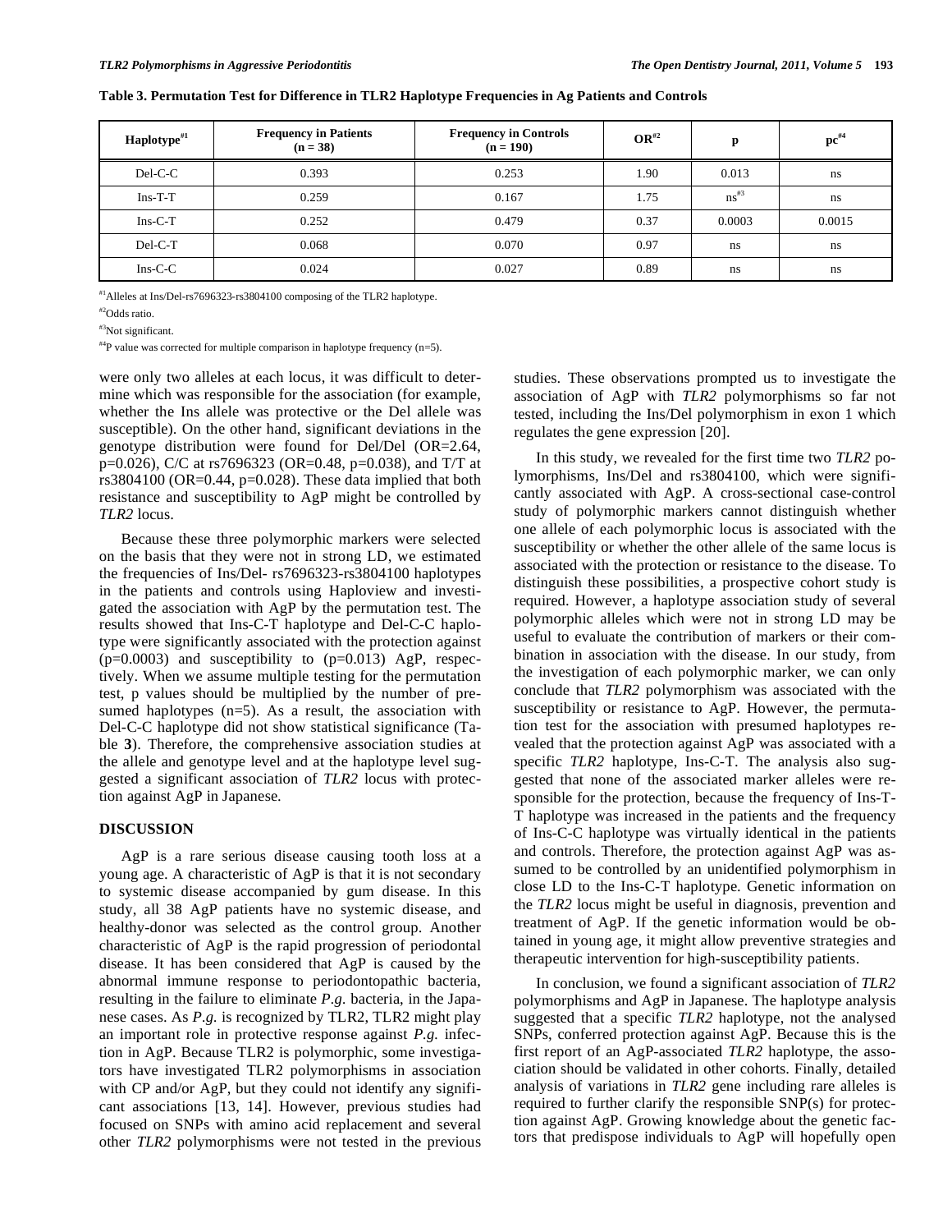**Table 3. Permutation Test for Difference in TLR2 Haplotype Frequencies in Ag Patients and Controls**

| Haplotype[#1] | Frequency in Patients (n = 38) | Frequency in Controls (n = 190) | OR[#2] | p | pc[#4] |
|---|---|---|---|---|---|
| Del-C-C | 0.393 | 0.253 | 1.90 | 0.013 | ns |
| Ins-T-T | 0.259 | 0.167 | 1.75 | ns[#3] | ns |
| Ins-C-T | 0.252 | 0.479 | 0.37 | 0.0003 | 0.0015 |
| Del-C-T | 0.068 | 0.070 | 0.97 | ns | ns |
| Ins-C-C | 0.024 | 0.027 | 0.89 | ns | ns |

[#1]Alleles at Ins/Del-rs7696323-rs3804100 composing of the TLR2 haplotype.

[#2]Odds ratio.

[#3]Not significant.

[#4]P value was corrected for multiple comparison in haplotype frequency (n=5).

were only two alleles at each locus, it was difficult to determine which was responsible for the association (for example, whether the Ins allele was protective or the Del allele was susceptible). On the other hand, significant deviations in the genotype distribution were found for Del/Del (OR=2.64, p=0.026), C/C at rs7696323 (OR=0.48, p=0.038), and T/T at rs3804100 (OR=0.44, p=0.028). These data implied that both resistance and susceptibility to AgP might be controlled by *TLR2* locus.

Because these three polymorphic markers were selected on the basis that they were not in strong LD, we estimated the frequencies of Ins/Del- rs7696323-rs3804100 haplotypes in the patients and controls using Haploview and investigated the association with AgP by the permutation test. The results showed that Ins-C-T haplotype and Del-C-C haplotype were significantly associated with the protection against (p=0.0003) and susceptibility to (p=0.013) AgP, respectively. When we assume multiple testing for the permutation test, p values should be multiplied by the number of presumed haplotypes (n=5). As a result, the association with Del-C-C haplotype did not show statistical significance (Table **3**). Therefore, the comprehensive association studies at the allele and genotype level and at the haplotype level suggested a significant association of *TLR2* locus with protection against AgP in Japanese.

## DISCUSSION

AgP is a rare serious disease causing tooth loss at a young age. A characteristic of AgP is that it is not secondary to systemic disease accompanied by gum disease. In this study, all 38 AgP patients have no systemic disease, and healthy-donor was selected as the control group. Another characteristic of AgP is the rapid progression of periodontal disease. It has been considered that AgP is caused by the abnormal immune response to periodontopathic bacteria, resulting in the failure to eliminate *P.g.* bacteria, in the Japanese cases. As *P.g.* is recognized by TLR2, TLR2 might play an important role in protective response against *P.g.* infection in AgP. Because TLR2 is polymorphic, some investigators have investigated TLR2 polymorphisms in association with CP and/or AgP, but they could not identify any significant associations [13, 14]. However, previous studies had focused on SNPs with amino acid replacement and several other *TLR2* polymorphisms were not tested in the previous studies. These observations prompted us to investigate the association of AgP with *TLR2* polymorphisms so far not tested, including the Ins/Del polymorphism in exon 1 which regulates the gene expression [20].

In this study, we revealed for the first time two *TLR2* polymorphisms, Ins/Del and rs3804100, which were significantly associated with AgP. A cross-sectional case-control study of polymorphic markers cannot distinguish whether one allele of each polymorphic locus is associated with the susceptibility or whether the other allele of the same locus is associated with the protection or resistance to the disease. To distinguish these possibilities, a prospective cohort study is required. However, a haplotype association study of several polymorphic alleles which were not in strong LD may be useful to evaluate the contribution of markers or their combination in association with the disease. In our study, from the investigation of each polymorphic marker, we can only conclude that *TLR2* polymorphism was associated with the susceptibility or resistance to AgP. However, the permutation test for the association with presumed haplotypes revealed that the protection against AgP was associated with a specific *TLR2* haplotype, Ins-C-T. The analysis also suggested that none of the associated marker alleles were responsible for the protection, because the frequency of Ins-T-T haplotype was increased in the patients and the frequency of Ins-C-C haplotype was virtually identical in the patients and controls. Therefore, the protection against AgP was assumed to be controlled by an unidentified polymorphism in close LD to the Ins-C-T haplotype. Genetic information on the *TLR2* locus might be useful in diagnosis, prevention and treatment of AgP. If the genetic information would be obtained in young age, it might allow preventive strategies and therapeutic intervention for high-susceptibility patients.

In conclusion, we found a significant association of *TLR2* polymorphisms and AgP in Japanese. The haplotype analysis suggested that a specific *TLR2* haplotype, not the analysed SNPs, conferred protection against AgP. Because this is the first report of an AgP-associated *TLR2* haplotype, the association should be validated in other cohorts. Finally, detailed analysis of variations in *TLR2* gene including rare alleles is required to further clarify the responsible SNP(s) for protection against AgP. Growing knowledge about the genetic factors that predispose individuals to AgP will hopefully open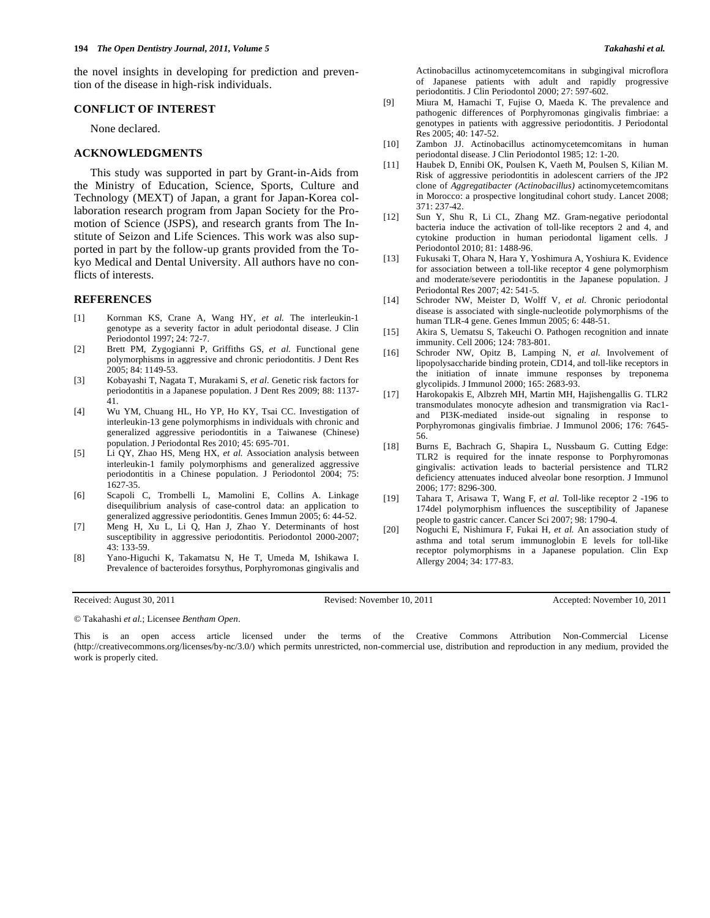the novel insights in developing for prediction and prevention of the disease in high-risk individuals.

## CONFLICT OF INTEREST

None declared.

## ACKNOWLEDGMENTS

This study was supported in part by Grant-in-Aids from the Ministry of Education, Science, Sports, Culture and Technology (MEXT) of Japan, a grant for Japan-Korea collaboration research program from Japan Society for the Promotion of Science (JSPS), and research grants from The Institute of Seizon and Life Sciences. This work was also supported in part by the follow-up grants provided from the Tokyo Medical and Dental University. All authors have no conflicts of interests.

## REFERENCES

[1] Kornman KS, Crane A, Wang HY, *et al.* The interleukin-1 genotype as a severity factor in adult periodontal disease. J Clin Periodontol 1997; 24: 72-7.

[2] Brett PM, Zygogianni P, Griffiths GS, *et al.* Functional gene polymorphisms in aggressive and chronic periodontitis. J Dent Res 2005; 84: 1149-53.

[3] Kobayashi T, Nagata T, Murakami S, *et al.* Genetic risk factors for periodontitis in a Japanese population. J Dent Res 2009; 88: 1137-41.

[4] Wu YM, Chuang HL, Ho YP, Ho KY, Tsai CC. Investigation of interleukin-13 gene polymorphisms in individuals with chronic and generalized aggressive periodontitis in a Taiwanese (Chinese) population. J Periodontal Res 2010; 45: 695-701.

[5] Li QY, Zhao HS, Meng HX, *et al.* Association analysis between interleukin-1 family polymorphisms and generalized aggressive periodontitis in a Chinese population. J Periodontol 2004; 75: 1627-35.

[6] Scapoli C, Trombelli L, Mamolini E, Collins A. Linkage disequilibrium analysis of case-control data: an application to generalized aggressive periodontitis. Genes Immun 2005; 6: 44-52.

[7] Meng H, Xu L, Li Q, Han J, Zhao Y. Determinants of host susceptibility in aggressive periodontitis. Periodontol 2000-2007; 43: 133-59.

[8] Yano-Higuchi K, Takamatsu N, He T, Umeda M, Ishikawa I. Prevalence of bacteroides forsythus, Porphyromonas gingivalis and Actinobacillus actinomycetemcomitans in subgingival microflora of Japanese patients with adult and rapidly progressive periodontitis. J Clin Periodontol 2000; 27: 597-602.

[9] Miura M, Hamachi T, Fujise O, Maeda K. The prevalence and pathogenic differences of Porphyromonas gingivalis fimbriae: a genotypes in patients with aggressive periodontitis. J Periodontal Res 2005; 40: 147-52.

[10] Zambon JJ. Actinobacillus actinomycetemcomitans in human periodontal disease. J Clin Periodontol 1985; 12: 1-20.

[11] Haubek D, Ennibi OK, Poulsen K, Vaeth M, Poulsen S, Kilian M. Risk of aggressive periodontitis in adolescent carriers of the JP2 clone of *Aggregatibacter (Actinobacillus)* actinomycetemcomitans in Morocco: a prospective longitudinal cohort study. Lancet 2008; 371: 237-42.

[12] Sun Y, Shu R, Li CL, Zhang MZ. Gram-negative periodontal bacteria induce the activation of toll-like receptors 2 and 4, and cytokine production in human periodontal ligament cells. J Periodontol 2010; 81: 1488-96.

[13] Fukusaki T, Ohara N, Hara Y, Yoshimura A, Yoshiura K. Evidence for association between a toll-like receptor 4 gene polymorphism and moderate/severe periodontitis in the Japanese population. J Periodontal Res 2007; 42: 541-5.

[14] Schroder NW, Meister D, Wolff V, *et al.* Chronic periodontal disease is associated with single-nucleotide polymorphisms of the human TLR-4 gene. Genes Immun 2005; 6: 448-51.

[15] Akira S, Uematsu S, Takeuchi O. Pathogen recognition and innate immunity. Cell 2006; 124: 783-801.

[16] Schroder NW, Opitz B, Lamping N, *et al.* Involvement of lipopolysaccharide binding protein, CD14, and toll-like receptors in the initiation of innate immune responses by treponema glycolipids. J Immunol 2000; 165: 2683-93.

[17] Harokopakis E, Albzreh MH, Martin MH, Hajishengallis G. TLR2 transmodulates monocyte adhesion and transmigration via Rac1- and PI3K-mediated inside-out signaling in response to Porphyromonas gingivalis fimbriae. J Immunol 2006; 176: 7645-56.

[18] Burns E, Bachrach G, Shapira L, Nussbaum G. Cutting Edge: TLR2 is required for the innate response to Porphyromonas gingivalis: activation leads to bacterial persistence and TLR2 deficiency attenuates induced alveolar bone resorption. J Immunol 2006; 177: 8296-300.

[19] Tahara T, Arisawa T, Wang F, *et al.* Toll-like receptor 2 -196 to 174del polymorphism influences the susceptibility of Japanese people to gastric cancer. Cancer Sci 2007; 98: 1790-4.

[20] Noguchi E, Nishimura F, Fukai H, *et al.* An association study of asthma and total serum immunoglobin E levels for toll-like receptor polymorphisms in a Japanese population. Clin Exp Allergy 2004; 34: 177-83.

Received: August 30, 2011 Revised: November 10, 2011 Accepted: November 10, 2011

© Takahashi *et al.*; Licensee *Bentham Open*.

This is an open access article licensed under the terms of the Creative Commons Attribution Non-Commercial License (http://creativecommons.org/licenses/by-nc/3.0/) which permits unrestricted, non-commercial use, distribution and reproduction in any medium, provided the work is properly cited.